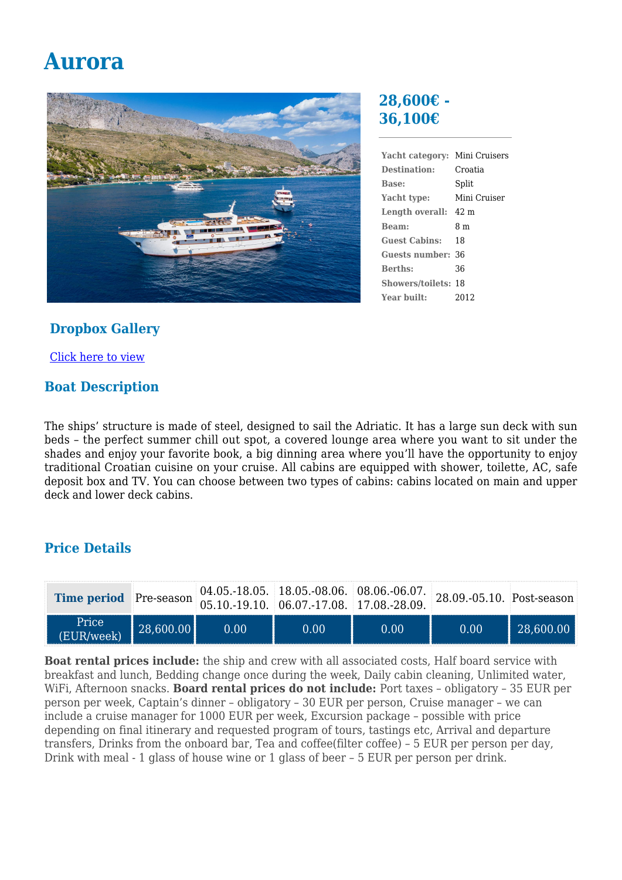# Aurora

## 28,600€ - 36,100€

| | |
|---|---|
| **Yacht category:** | Mini Cruisers |
| **Destination:** | Croatia |
| **Base:** | Split |
| **Yacht type:** | Mini Cruiser |
| **Length overall:** | 42 m |
| **Beam:** | 8 m |
| **Guest Cabins:** | 18 |
| **Guests number:** | 36 |
| **Berths:** | 36 |
| **Showers/toilets:** | 18 |
| **Year built:** | 2012 |

## Dropbox Gallery

Click here to view

## Boat Description

The ships' structure is made of steel, designed to sail the Adriatic. It has a large sun deck with sun beds – the perfect summer chill out spot, a covered lounge area where you want to sit under the shades and enjoy your favorite book, a big dinning area where you'll have the opportunity to enjoy traditional Croatian cuisine on your cruise. All cabins are equipped with shower, toilette, AC, safe deposit box and TV. You can choose between two types of cabins: cabins located on main and upper deck and lower deck cabins.

## Price Details

| Time period | Pre-season | 04.05.-18.05. 05.10.-19.10. | 18.05.-08.06. 06.07.-17.08. | 08.06.-06.07. 17.08.-28.09. | 28.09.-05.10. | Post-season |
|---|---|---|---|---|---|---|
| Price (EUR/week) | 28,600.00 | 0.00 | 0.00 | 0.00 | 0.00 | 28,600.00 |

**Boat rental prices include:** the ship and crew with all associated costs, Half board service with breakfast and lunch, Bedding change once during the week, Daily cabin cleaning, Unlimited water, WiFi, Afternoon snacks. **Board rental prices do not include:** Port taxes – obligatory – 35 EUR per person per week, Captain's dinner – obligatory – 30 EUR per person, Cruise manager – we can include a cruise manager for 1000 EUR per week, Excursion package – possible with price depending on final itinerary and requested program of tours, tastings etc, Arrival and departure transfers, Drinks from the onboard bar, Tea and coffee(filter coffee) – 5 EUR per person per day, Drink with meal - 1 glass of house wine or 1 glass of beer – 5 EUR per person per drink.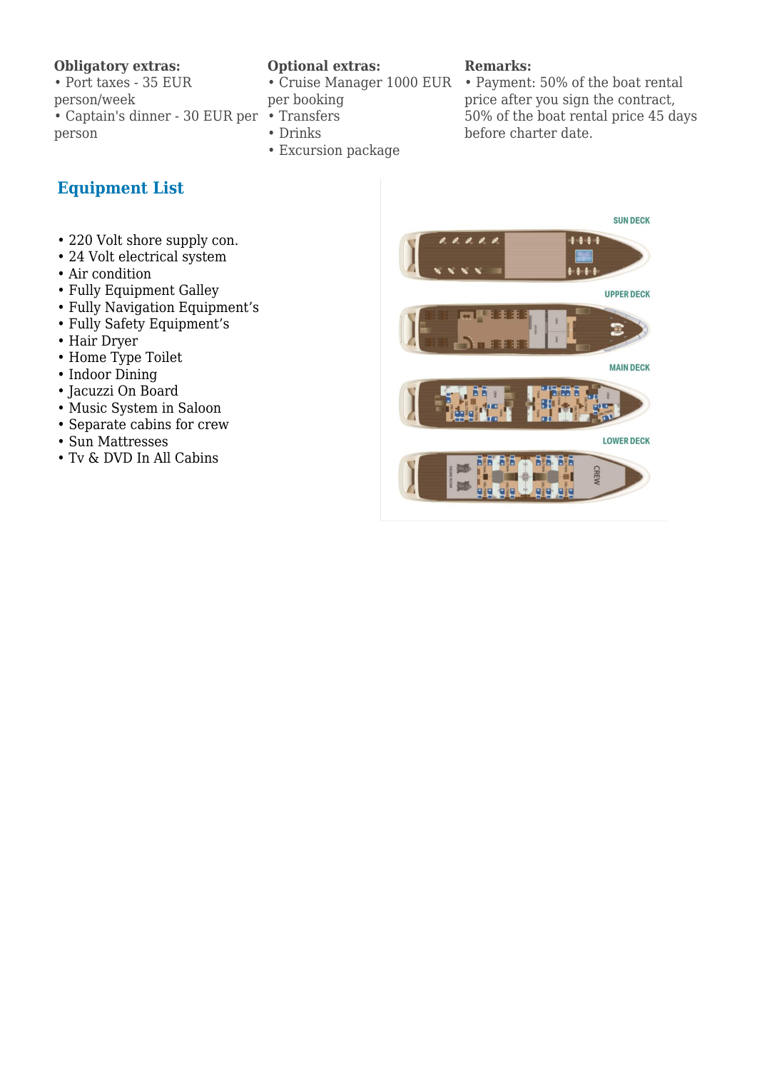**Obligatory extras:**
- Port taxes - 35 EUR person/week
- Captain's dinner - 30 EUR per person

**Optional extras:**
- Cruise Manager 1000 EUR per booking
- Transfers
- Drinks
- Excursion package

**Remarks:**
- Payment: 50% of the boat rental price after you sign the contract, 50% of the boat rental price 45 days before charter date.

## Equipment List

- 220 Volt shore supply con.
- 24 Volt electrical system
- Air condition
- Fully Equipment Galley
- Fully Navigation Equipment's
- Fully Safety Equipment's
- Hair Dryer
- Home Type Toilet
- Indoor Dining
- Jacuzzi On Board
- Music System in Saloon
- Separate cabins for crew
- Sun Mattresses
- Tv & DVD In All Cabins

SUN DECK

UPPER DECK

MAIN DECK

LOWER DECK